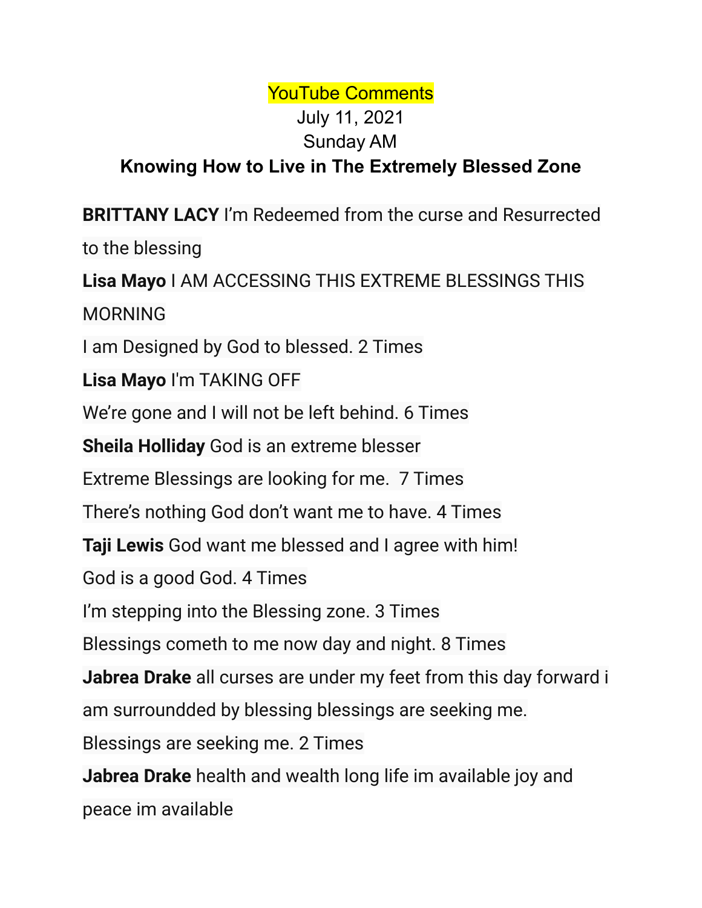YouTube Comments

July 11, 2021

Sunday AM

**Knowing How to Live in The Extremely Blessed Zone**

**BRITTANY LACY** I'm Redeemed from the curse and Resurrected to the blessing

**Lisa Mayo** I AM ACCESSING THIS EXTREME BLESSINGS THIS MORNING

I am Designed by God to blessed. 2 Times

**Lisa Mayo** I'm TAKING OFF

We're gone and I will not be left behind. 6 Times

**Sheila Holliday** God is an extreme blesser

Extreme Blessings are looking for me.  7 Times

There's nothing God don't want me to have. 4 Times

**Taji Lewis** God want me blessed and I agree with him!

God is a good God. 4 Times

I'm stepping into the Blessing zone. 3 Times

Blessings cometh to me now day and night. 8 Times

**Jabrea Drake** all curses are under my feet from this day forward i am surroundded by blessing blessings are seeking me.

Blessings are seeking me. 2 Times

**Jabrea Drake** health and wealth long life im available joy and peace im available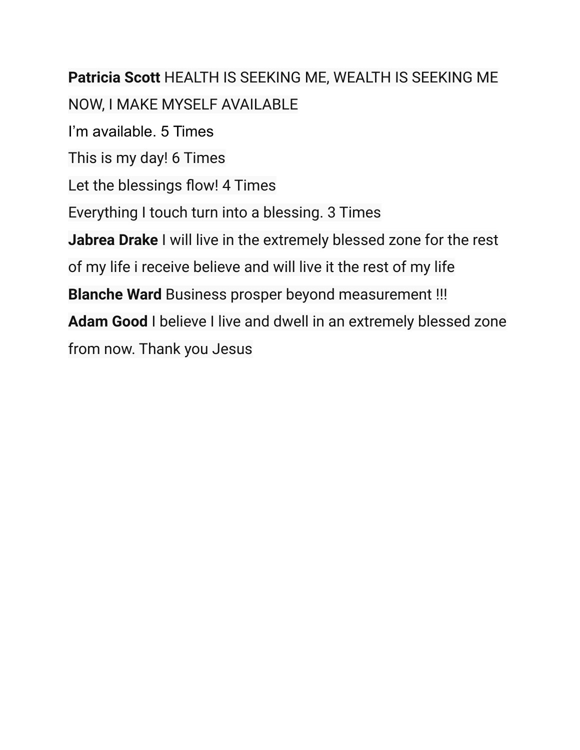**Patricia Scott** HEALTH IS SEEKING ME, WEALTH IS SEEKING ME NOW, I MAKE MYSELF AVAILABLE

I'm available. 5 Times

This is my day! 6 Times

Let the blessings flow! 4 Times

Everything I touch turn into a blessing. 3 Times

**Jabrea Drake** I will live in the extremely blessed zone for the rest of my life i receive believe and will live it the rest of my life

**Blanche Ward** Business prosper beyond measurement !!!

**Adam Good** I believe I live and dwell in an extremely blessed zone from now. Thank you Jesus